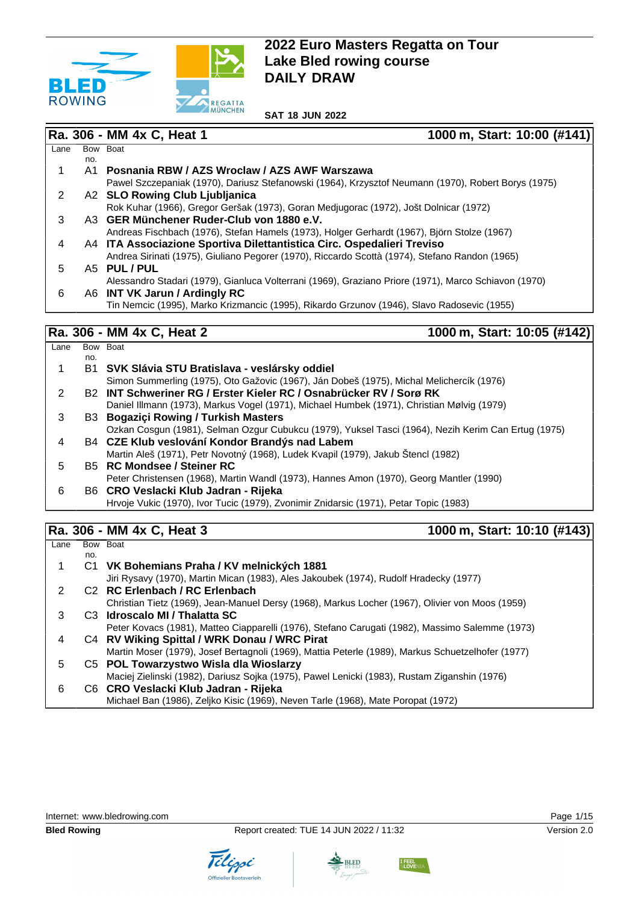# 2022 Euro Masters Regatta on Tour
# Lake Bled rowing course
# DAILY DRAW

**SAT 18 JUN 2022**

## Ra. 306 - MM 4x C, Heat 1 — 1000 m, Start: 10:00 (#141)

| Lane | Bow no. | Boat |
|---|---|---|
| 1 | A1 | **Posnania RBW / AZS Wroclaw / AZS AWF Warszawa**<br>Pawel Szczepaniak (1970), Dariusz Stefanowski (1964), Krzysztof Neumann (1970), Robert Borys (1975) |
| 2 | A2 | **SLO Rowing Club Ljubljanica**<br>Rok Kuhar (1966), Gregor Geršak (1973), Goran Medjugorac (1972), Jošt Dolnicar (1972) |
| 3 | A3 | **GER Münchener Ruder-Club von 1880 e.V.**<br>Andreas Fischbach (1976), Stefan Hamels (1973), Holger Gerhardt (1967), Björn Stolze (1967) |
| 4 | A4 | **ITA Associazione Sportiva Dilettantistica Circ. Ospedalieri Treviso**<br>Andrea Sirinati (1975), Giuliano Pegorer (1970), Riccardo Scottà (1974), Stefano Randon (1965) |
| 5 | A5 | **PUL / PUL**<br>Alessandro Stadari (1979), Gianluca Volterrani (1969), Graziano Priore (1971), Marco Schiavon (1970) |
| 6 | A6 | **INT VK Jarun / Ardingly RC**<br>Tin Nemcic (1995), Marko Krizmancic (1995), Rikardo Grzunov (1946), Slavo Radosevic (1955) |

## Ra. 306 - MM 4x C, Heat 2 — 1000 m, Start: 10:05 (#142)

| Lane | Bow no. | Boat |
|---|---|---|
| 1 | B1 | **SVK Slávia STU Bratislava - veslársky oddiel**<br>Simon Summerling (1975), Oto Gažovic (1967), Ján Dobeš (1975), Michal Melichercík (1976) |
| 2 | B2 | **INT Schweriner RG / Erster Kieler RC / Osnabrücker RV / Sorø RK**<br>Daniel Illmann (1973), Markus Vogel (1971), Michael Humbek (1971), Christian Mølvig (1979) |
| 3 | B3 | **Bogaziçi Rowing / Turkish Masters**<br>Ozkan Cosgun (1981), Selman Ozgur Cubukcu (1979), Yuksel Tasci (1964), Nezih Kerim Can Ertug (1975) |
| 4 | B4 | **CZE Klub veslování Kondor Brandýs nad Labem**<br>Martin Aleš (1971), Petr Novotný (1968), Ludek Kvapil (1979), Jakub Štencl (1982) |
| 5 | B5 | **RC Mondsee / Steiner RC**<br>Peter Christensen (1968), Martin Wandl (1973), Hannes Amon (1970), Georg Mantler (1990) |
| 6 | B6 | **CRO Veslacki Klub Jadran - Rijeka**<br>Hrvoje Vukic (1970), Ivor Tucic (1979), Zvonimir Znidarsic (1971), Petar Topic (1983) |

## Ra. 306 - MM 4x C, Heat 3 — 1000 m, Start: 10:10 (#143)

| Lane | Bow no. | Boat |
|---|---|---|
| 1 | C1 | **VK Bohemians Praha / KV melnických 1881**<br>Jiri Rysavy (1970), Martin Mican (1983), Ales Jakoubek (1974), Rudolf Hradecky (1977) |
| 2 | C2 | **RC Erlenbach / RC Erlenbach**<br>Christian Tietz (1969), Jean-Manuel Dersy (1968), Markus Locher (1967), Olivier von Moos (1959) |
| 3 | C3 | **Idroscalo MI / Thalatta SC**<br>Peter Kovacs (1981), Matteo Ciapparelli (1976), Stefano Carugati (1982), Massimo Salemme (1973) |
| 4 | C4 | **RV Wiking Spittal / WRK Donau / WRC Pirat**<br>Martin Moser (1979), Josef Bertagnoli (1969), Mattia Peterle (1989), Markus Schuetzelhofer (1977) |
| 5 | C5 | **POL Towarzystwo Wisla dla Wioslarzy**<br>Maciej Zielinski (1982), Dariusz Sojka (1975), Pawel Lenicki (1983), Rustam Ziganshin (1976) |
| 6 | C6 | **CRO Veslacki Klub Jadran - Rijeka**<br>Michael Ban (1986), Zeljko Kisic (1969), Neven Tarle (1968), Mate Poropat (1972) |

Internet: www.bledrowing.com

**Bled Rowing** — Report created: TUE 14 JUN 2022 / 11:32 — Version 2.0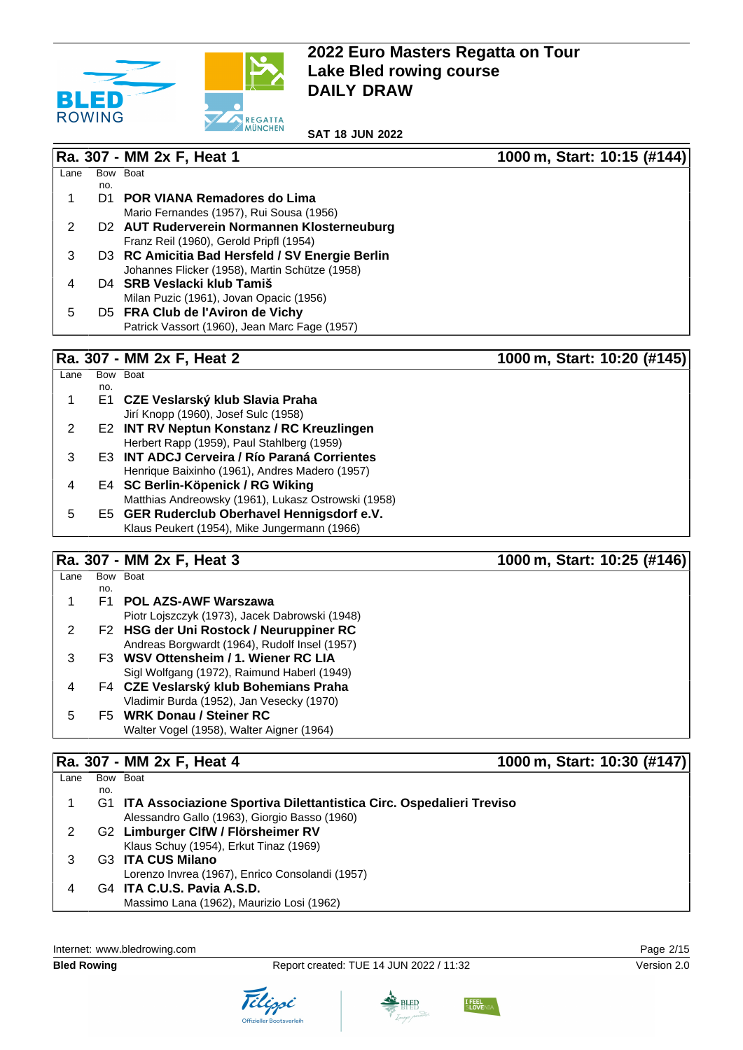# 2022 Euro Masters Regatta on Tour
# Lake Bled rowing course
# DAILY DRAW

**SAT 18 JUN 2022**

## Ra. 307 - MM 2x F, Heat 1 — 1000 m, Start: 10:15 (#144)

| Lane | Bow no. | Boat |
|---|---|---|
| 1 | D1 | **POR VIANA Remadores do Lima**<br>Mario Fernandes (1957), Rui Sousa (1956) |
| 2 | D2 | **AUT Ruderverein Normannen Klosterneuburg**<br>Franz Reil (1960), Gerold Pripfl (1954) |
| 3 | D3 | **RC Amicitia Bad Hersfeld / SV Energie Berlin**<br>Johannes Flicker (1958), Martin Schütze (1958) |
| 4 | D4 | **SRB Veslacki klub Tamiš**<br>Milan Puzic (1961), Jovan Opacic (1956) |
| 5 | D5 | **FRA Club de l'Aviron de Vichy**<br>Patrick Vassort (1960), Jean Marc Fage (1957) |

## Ra. 307 - MM 2x F, Heat 2 — 1000 m, Start: 10:20 (#145)

| Lane | Bow no. | Boat |
|---|---|---|
| 1 | E1 | **CZE Veslarský klub Slavia Praha**<br>Jirí Knopp (1960), Josef Sulc (1958) |
| 2 | E2 | **INT RV Neptun Konstanz / RC Kreuzlingen**<br>Herbert Rapp (1959), Paul Stahlberg (1959) |
| 3 | E3 | **INT ADCJ Cerveira / Río Paraná Corrientes**<br>Henrique Baixinho (1961), Andres Madero (1957) |
| 4 | E4 | **SC Berlin-Köpenick / RG Wiking**<br>Matthias Andreowsky (1961), Lukasz Ostrowski (1958) |
| 5 | E5 | **GER Ruderclub Oberhavel Hennigsdorf e.V.**<br>Klaus Peukert (1954), Mike Jungermann (1966) |

## Ra. 307 - MM 2x F, Heat 3 — 1000 m, Start: 10:25 (#146)

| Lane | Bow no. | Boat |
|---|---|---|
| 1 | F1 | **POL AZS-AWF Warszawa**<br>Piotr Lojszczyk (1973), Jacek Dabrowski (1948) |
| 2 | F2 | **HSG der Uni Rostock / Neuruppiner RC**<br>Andreas Borgwardt (1964), Rudolf Insel (1957) |
| 3 | F3 | **WSV Ottensheim / 1. Wiener RC LIA**<br>Sigl Wolfgang (1972), Raimund Haberl (1949) |
| 4 | F4 | **CZE Veslarský klub Bohemians Praha**<br>Vladimir Burda (1952), Jan Vesecky (1970) |
| 5 | F5 | **WRK Donau / Steiner RC**<br>Walter Vogel (1958), Walter Aigner (1964) |

## Ra. 307 - MM 2x F, Heat 4 — 1000 m, Start: 10:30 (#147)

| Lane | Bow no. | Boat |
|---|---|---|
| 1 | G1 | **ITA Associazione Sportiva Dilettantistica Circ. Ospedalieri Treviso**<br>Alessandro Gallo (1963), Giorgio Basso (1960) |
| 2 | G2 | **Limburger ClfW / Flörsheimer RV**<br>Klaus Schuy (1954), Erkut Tinaz (1969) |
| 3 | G3 | **ITA CUS Milano**<br>Lorenzo Invrea (1967), Enrico Consolandi (1957) |
| 4 | G4 | **ITA C.U.S. Pavia A.S.D.**<br>Massimo Lana (1962), Maurizio Losi (1962) |

Internet: www.bledrowing.com

**Bled Rowing** — Report created: TUE 14 JUN 2022 / 11:32 — Version 2.0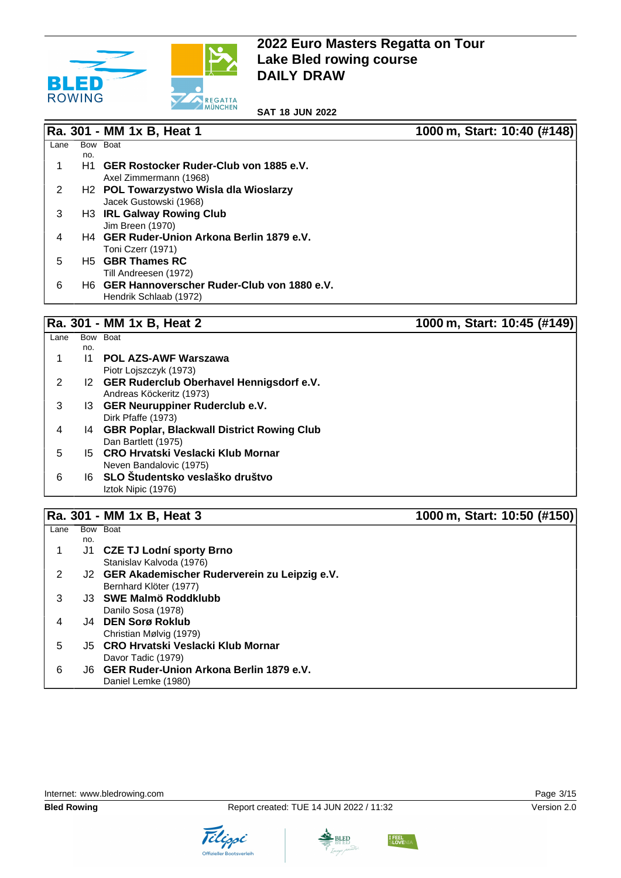# 2022 Euro Masters Regatta on Tour
## Lake Bled rowing course
## DAILY DRAW

**SAT 18 JUN 2022**

### Ra. 301 - MM 1x B, Heat 1 — 1000 m, Start: 10:40 (#148)

| Lane | Bow no. | Boat |
|---|---|---|
| 1 | H1 | **GER Rostocker Ruder-Club von 1885 e.V.**<br>Axel Zimmermann (1968) |
| 2 | H2 | **POL Towarzystwo Wisla dla Wioslarzy**<br>Jacek Gustowski (1968) |
| 3 | H3 | **IRL Galway Rowing Club**<br>Jim Breen (1970) |
| 4 | H4 | **GER Ruder-Union Arkona Berlin 1879 e.V.**<br>Toni Czerr (1971) |
| 5 | H5 | **GBR Thames RC**<br>Till Andreesen (1972) |
| 6 | H6 | **GER Hannoverscher Ruder-Club von 1880 e.V.**<br>Hendrik Schlaab (1972) |

### Ra. 301 - MM 1x B, Heat 2 — 1000 m, Start: 10:45 (#149)

| Lane | Bow no. | Boat |
|---|---|---|
| 1 | I1 | **POL AZS-AWF Warszawa**<br>Piotr Lojszczyk (1973) |
| 2 | I2 | **GER Ruderclub Oberhavel Hennigsdorf e.V.**<br>Andreas Köckeritz (1973) |
| 3 | I3 | **GER Neuruppiner Ruderclub e.V.**<br>Dirk Pfaffe (1973) |
| 4 | I4 | **GBR Poplar, Blackwall District Rowing Club**<br>Dan Bartlett (1975) |
| 5 | I5 | **CRO Hrvatski Veslacki Klub Mornar**<br>Neven Bandalovic (1975) |
| 6 | I6 | **SLO Študentsko veslaško društvo**<br>Iztok Nipic (1976) |

### Ra. 301 - MM 1x B, Heat 3 — 1000 m, Start: 10:50 (#150)

| Lane | Bow no. | Boat |
|---|---|---|
| 1 | J1 | **CZE TJ Lodní sporty Brno**<br>Stanislav Kalvoda (1976) |
| 2 | J2 | **GER Akademischer Ruderverein zu Leipzig e.V.**<br>Bernhard Klöter (1977) |
| 3 | J3 | **SWE Malmö Roddklubb**<br>Danilo Sosa (1978) |
| 4 | J4 | **DEN Sorø Roklub**<br>Christian Mølvig (1979) |
| 5 | J5 | **CRO Hrvatski Veslacki Klub Mornar**<br>Davor Tadic (1979) |
| 6 | J6 | **GER Ruder-Union Arkona Berlin 1879 e.V.**<br>Daniel Lemke (1980) |

Internet: www.bledrowing.com

**Bled Rowing** — Report created: TUE 14 JUN 2022 / 11:32 — Version 2.0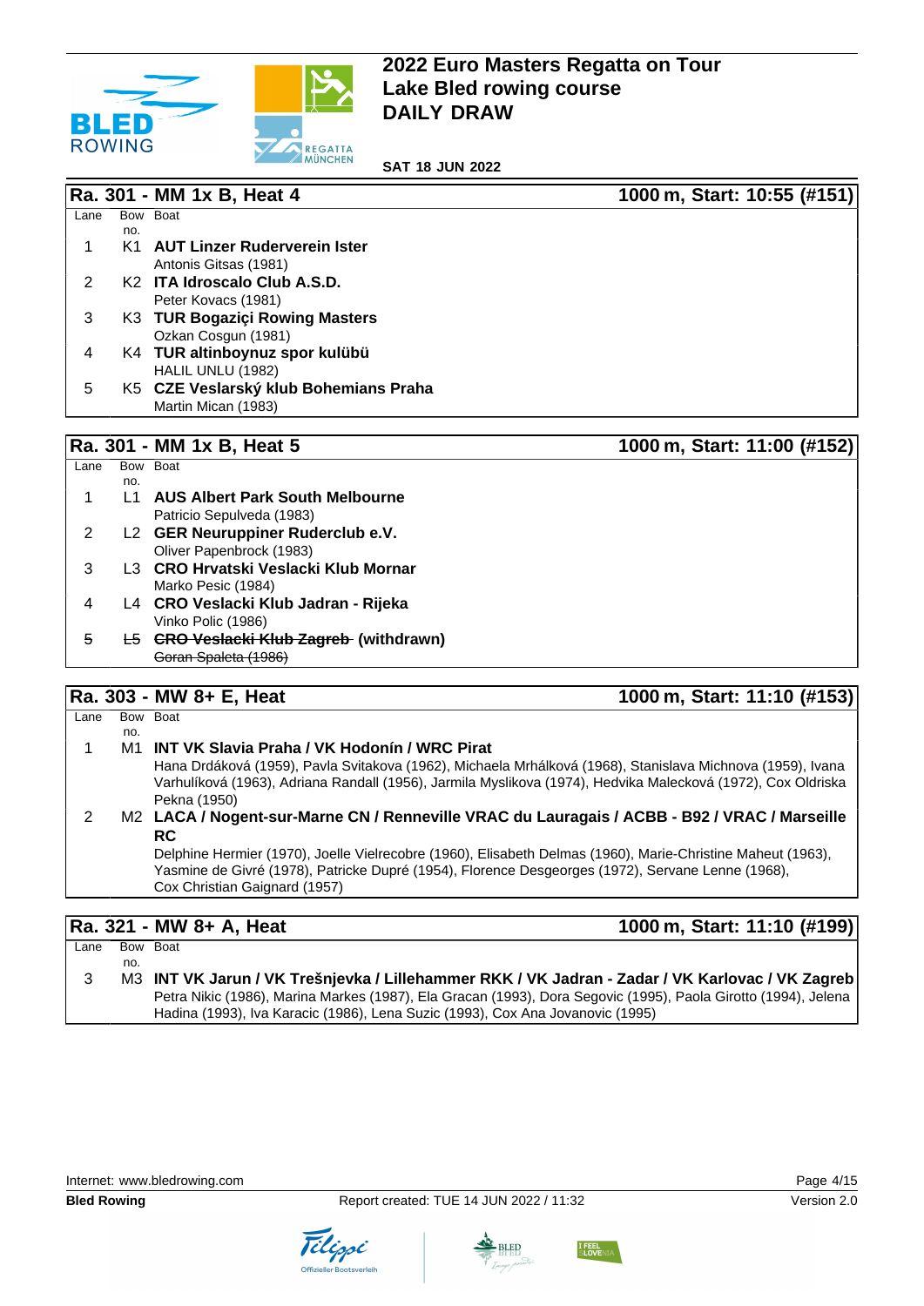# 2022 Euro Masters Regatta on Tour
# Lake Bled rowing course
# DAILY DRAW

**SAT 18 JUN 2022**

## Ra. 301 - MM 1x B, Heat 4 — 1000 m, Start: 10:55 (#151)

| Lane | Bow no. | Boat |
|---|---|---|
| 1 | K1 | **AUT Linzer Ruderverein Ister**<br>Antonis Gitsas (1981) |
| 2 | K2 | **ITA Idroscalo Club A.S.D.**<br>Peter Kovacs (1981) |
| 3 | K3 | **TUR Bogaziçi Rowing Masters**<br>Ozkan Cosgun (1981) |
| 4 | K4 | **TUR altinboynuz spor kulübü**<br>HALIL UNLU (1982) |
| 5 | K5 | **CZE Veslarský klub Bohemians Praha**<br>Martin Mican (1983) |

## Ra. 301 - MM 1x B, Heat 5 — 1000 m, Start: 11:00 (#152)

| Lane | Bow no. | Boat |
|---|---|---|
| 1 | L1 | **AUS Albert Park South Melbourne**<br>Patricio Sepulveda (1983) |
| 2 | L2 | **GER Neuruppiner Ruderclub e.V.**<br>Oliver Papenbrock (1983) |
| 3 | L3 | **CRO Hrvatski Veslacki Klub Mornar**<br>Marko Pesic (1984) |
| 4 | L4 | **CRO Veslacki Klub Jadran - Rijeka**<br>Vinko Polic (1986) |
| ~~5~~ | ~~L5~~ | ~~**CRO Veslacki Klub Zagreb**~~ (withdrawn)<br>~~Goran Spaleta (1986)~~ |

## Ra. 303 - MW 8+ E, Heat — 1000 m, Start: 11:10 (#153)

| Lane | Bow no. | Boat |
|---|---|---|
| 1 | M1 | **INT VK Slavia Praha / VK Hodonín / WRC Pirat**<br>Hana Drdáková (1959), Pavla Svitakova (1962), Michaela Mrhálková (1968), Stanislava Michnova (1959), Ivana Varhulíková (1963), Adriana Randall (1956), Jarmila Myslikova (1974), Hedvika Malecková (1972), Cox Oldriska Pekna (1950) |
| 2 | M2 | **LACA / Nogent-sur-Marne CN / Renneville VRAC du Lauragais / ACBB - B92 / VRAC / Marseille RC**<br>Delphine Hermier (1970), Joelle Vielrecobre (1960), Elisabeth Delmas (1960), Marie-Christine Maheut (1963), Yasmine de Givré (1978), Patricke Dupré (1954), Florence Desgeorges (1972), Servane Lenne (1968), Cox Christian Gaignard (1957) |

## Ra. 321 - MW 8+ A, Heat — 1000 m, Start: 11:10 (#199)

| Lane | Bow no. | Boat |
|---|---|---|
| 3 | M3 | **INT VK Jarun / VK Trešnjevka / Lillehammer RKK / VK Jadran - Zadar / VK Karlovac / VK Zagreb**<br>Petra Nikic (1986), Marina Markes (1987), Ela Gracan (1993), Dora Segovic (1995), Paola Girotto (1994), Jelena Hadina (1993), Iva Karacic (1986), Lena Suzic (1993), Cox Ana Jovanovic (1995) |

Internet: www.bledrowing.com

**Bled Rowing** — Report created: TUE 14 JUN 2022 / 11:32 — Version 2.0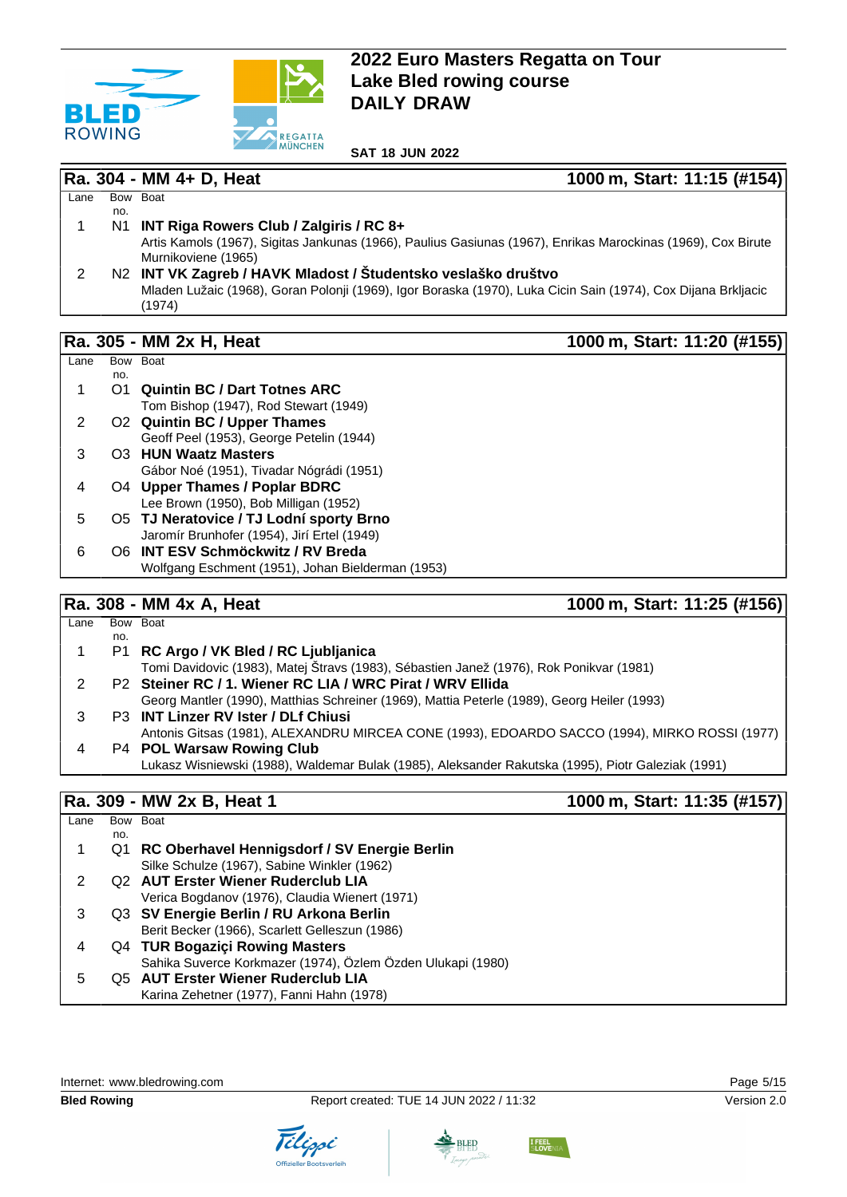# 2022 Euro Masters Regatta on Tour
# Lake Bled rowing course
# DAILY DRAW

**SAT 18 JUN 2022**

## Ra. 304 - MM 4+ D, Heat — 1000 m, Start: 11:15 (#154)

| Lane | Bow no. | Boat |
|---|---|---|
| 1 | N1 | **INT Riga Rowers Club / Zalgiris / RC 8+**<br>Artis Kamols (1967), Sigitas Jankunas (1966), Paulius Gasiunas (1967), Enrikas Marockinas (1969), Cox Birute Murnikoviene (1965) |
| 2 | N2 | **INT VK Zagreb / HAVK Mladost / Študentsko veslaško društvo**<br>Mladen Lužaic (1968), Goran Polonji (1969), Igor Boraska (1970), Luka Cicin Sain (1974), Cox Dijana Brkljacic (1974) |

## Ra. 305 - MM 2x H, Heat — 1000 m, Start: 11:20 (#155)

| Lane | Bow no. | Boat |
|---|---|---|
| 1 | O1 | **Quintin BC / Dart Totnes ARC**<br>Tom Bishop (1947), Rod Stewart (1949) |
| 2 | O2 | **Quintin BC / Upper Thames**<br>Geoff Peel (1953), George Petelin (1944) |
| 3 | O3 | **HUN Waatz Masters**<br>Gábor Noé (1951), Tivadar Nógrádi (1951) |
| 4 | O4 | **Upper Thames / Poplar BDRC**<br>Lee Brown (1950), Bob Milligan (1952) |
| 5 | O5 | **TJ Neratovice / TJ Lodní sporty Brno**<br>Jaromír Brunhofer (1954), Jirí Ertel (1949) |
| 6 | O6 | **INT ESV Schmöckwitz / RV Breda**<br>Wolfgang Eschment (1951), Johan Bielderman (1953) |

## Ra. 308 - MM 4x A, Heat — 1000 m, Start: 11:25 (#156)

| Lane | Bow no. | Boat |
|---|---|---|
| 1 | P1 | **RC Argo / VK Bled / RC Ljubljanica**<br>Tomi Davidovic (1983), Matej Štravs (1983), Sébastien Janež (1976), Rok Ponikvar (1981) |
| 2 | P2 | **Steiner RC / 1. Wiener RC LIA / WRC Pirat / WRV Ellida**<br>Georg Mantler (1990), Matthias Schreiner (1969), Mattia Peterle (1989), Georg Heiler (1993) |
| 3 | P3 | **INT Linzer RV Ister / DLf Chiusi**<br>Antonis Gitsas (1981), ALEXANDRU MIRCEA CONE (1993), EDOARDO SACCO (1994), MIRKO ROSSI (1977) |
| 4 | P4 | **POL Warsaw Rowing Club**<br>Lukasz Wisniewski (1988), Waldemar Bulak (1985), Aleksander Rakutska (1995), Piotr Galeziak (1991) |

## Ra. 309 - MW 2x B, Heat 1 — 1000 m, Start: 11:35 (#157)

| Lane | Bow no. | Boat |
|---|---|---|
| 1 | Q1 | **RC Oberhavel Hennigsdorf / SV Energie Berlin**<br>Silke Schulze (1967), Sabine Winkler (1962) |
| 2 | Q2 | **AUT Erster Wiener Ruderclub LIA**<br>Verica Bogdanov (1976), Claudia Wienert (1971) |
| 3 | Q3 | **SV Energie Berlin / RU Arkona Berlin**<br>Berit Becker (1966), Scarlett Gelleszun (1986) |
| 4 | Q4 | **TUR Bogaziçi Rowing Masters**<br>Sahika Suverce Korkmazer (1974), Özlem Özden Ulukapi (1980) |
| 5 | Q5 | **AUT Erster Wiener Ruderclub LIA**<br>Karina Zehetner (1977), Fanni Hahn (1978) |

Internet: www.bledrowing.com

**Bled Rowing** — Report created: TUE 14 JUN 2022 / 11:32 — Version 2.0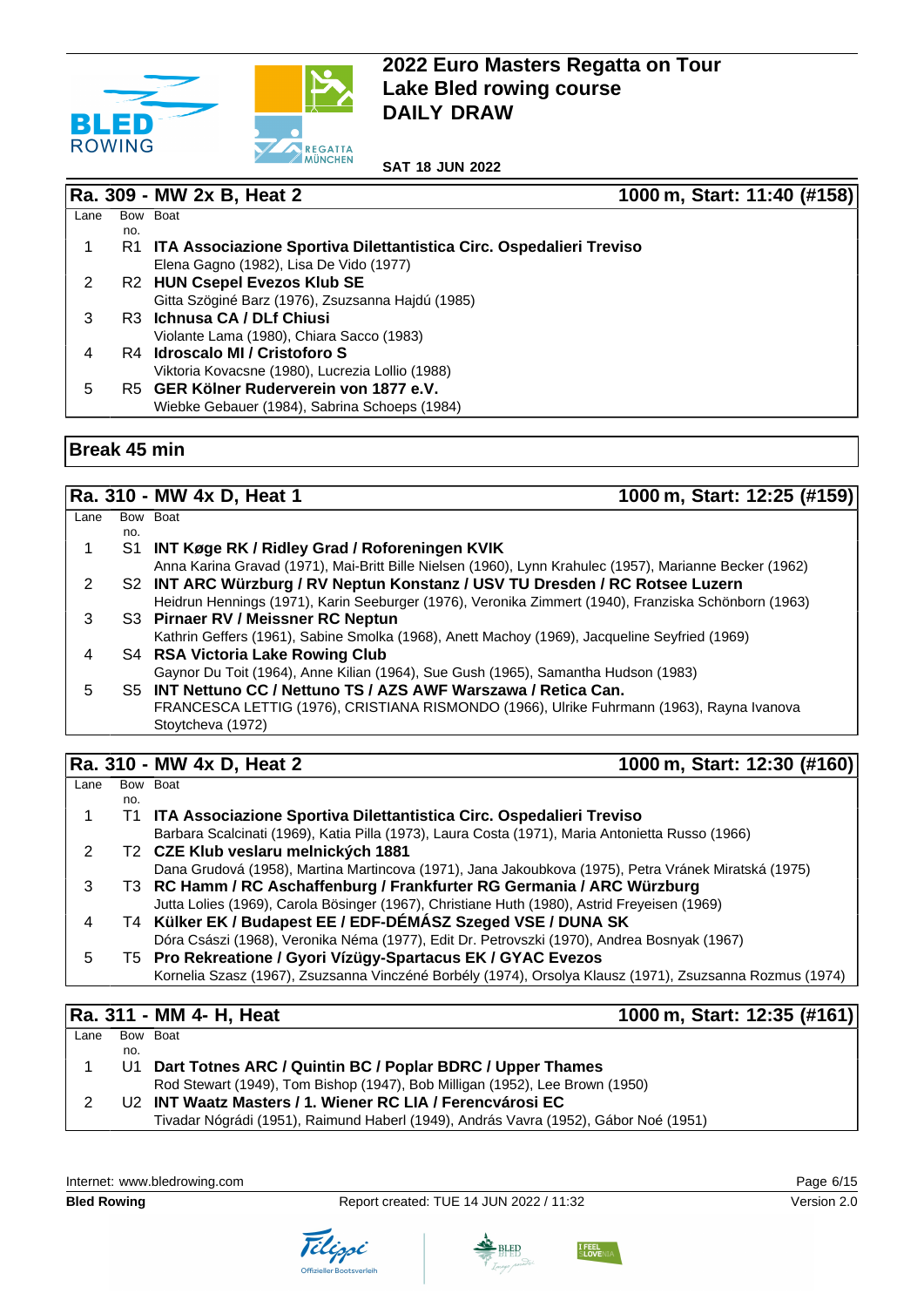# 2022 Euro Masters Regatta on Tour
# Lake Bled rowing course
# DAILY DRAW

**SAT 18 JUN 2022**

## Ra. 309 - MW 2x B, Heat 2 — 1000 m, Start: 11:40 (#158)

| Lane | Bow no. | Boat |
|---|---|---|
| 1 | R1 | **ITA Associazione Sportiva Dilettantistica Circ. Ospedalieri Treviso**<br>Elena Gagno (1982), Lisa De Vido (1977) |
| 2 | R2 | **HUN Csepel Evezos Klub SE**<br>Gitta Szöginé Barz (1976), Zsuzsanna Hajdú (1985) |
| 3 | R3 | **Ichnusa CA / DLf Chiusi**<br>Violante Lama (1980), Chiara Sacco (1983) |
| 4 | R4 | **Idroscalo MI / Cristoforo S**<br>Viktoria Kovacsne (1980), Lucrezia Lollio (1988) |
| 5 | R5 | **GER Kölner Ruderverein von 1877 e.V.**<br>Wiebke Gebauer (1984), Sabrina Schoeps (1984) |

## Break 45 min

## Ra. 310 - MW 4x D, Heat 1 — 1000 m, Start: 12:25 (#159)

| Lane | Bow no. | Boat |
|---|---|---|
| 1 | S1 | **INT Køge RK / Ridley Grad / Roforeningen KVIK**<br>Anna Karina Gravad (1971), Mai-Britt Bille Nielsen (1960), Lynn Krahulec (1957), Marianne Becker (1962) |
| 2 | S2 | **INT ARC Würzburg / RV Neptun Konstanz / USV TU Dresden / RC Rotsee Luzern**<br>Heidrun Hennings (1971), Karin Seeburger (1976), Veronika Zimmert (1940), Franziska Schönborn (1963) |
| 3 | S3 | **Pirnaer RV / Meissner RC Neptun**<br>Kathrin Geffers (1961), Sabine Smolka (1968), Anett Machoy (1969), Jacqueline Seyfried (1969) |
| 4 | S4 | **RSA Victoria Lake Rowing Club**<br>Gaynor Du Toit (1964), Anne Kilian (1964), Sue Gush (1965), Samantha Hudson (1983) |
| 5 | S5 | **INT Nettuno CC / Nettuno TS / AZS AWF Warszawa / Retica Can.**<br>FRANCESCA LETTIG (1976), CRISTIANA RISMONDO (1966), Ulrike Fuhrmann (1963), Rayna Ivanova Stoytcheva (1972) |

## Ra. 310 - MW 4x D, Heat 2 — 1000 m, Start: 12:30 (#160)

| Lane | Bow no. | Boat |
|---|---|---|
| 1 | T1 | **ITA Associazione Sportiva Dilettantistica Circ. Ospedalieri Treviso**<br>Barbara Scalcinati (1969), Katia Pilla (1973), Laura Costa (1971), Maria Antonietta Russo (1966) |
| 2 | T2 | **CZE Klub veslaru melnických 1881**<br>Dana Grudová (1958), Martina Martincova (1971), Jana Jakoubkova (1975), Petra Vránek Miratská (1975) |
| 3 | T3 | **RC Hamm / RC Aschaffenburg / Frankfurter RG Germania / ARC Würzburg**<br>Jutta Lolies (1969), Carola Bösinger (1967), Christiane Huth (1980), Astrid Freyeisen (1969) |
| 4 | T4 | **Külker EK / Budapest EE / EDF-DÉMÁSZ Szeged VSE / DUNA SK**<br>Dóra Császi (1968), Veronika Néma (1977), Edit Dr. Petrovszki (1970), Andrea Bosnyak (1967) |
| 5 | T5 | **Pro Rekreatione / Gyori Vízügy-Spartacus EK / GYAC Evezos**<br>Kornelia Szasz (1967), Zsuzsanna Vinczéné Borbély (1974), Orsolya Klausz (1971), Zsuzsanna Rozmus (1974) |

## Ra. 311 - MM 4- H, Heat — 1000 m, Start: 12:35 (#161)

| Lane | Bow no. | Boat |
|---|---|---|
| 1 | U1 | **Dart Totnes ARC / Quintin BC / Poplar BDRC / Upper Thames**<br>Rod Stewart (1949), Tom Bishop (1947), Bob Milligan (1952), Lee Brown (1950) |
| 2 | U2 | **INT Waatz Masters / 1. Wiener RC LIA / Ferencvárosi EC**<br>Tivadar Nógrádi (1951), Raimund Haberl (1949), András Vavra (1952), Gábor Noé (1951) |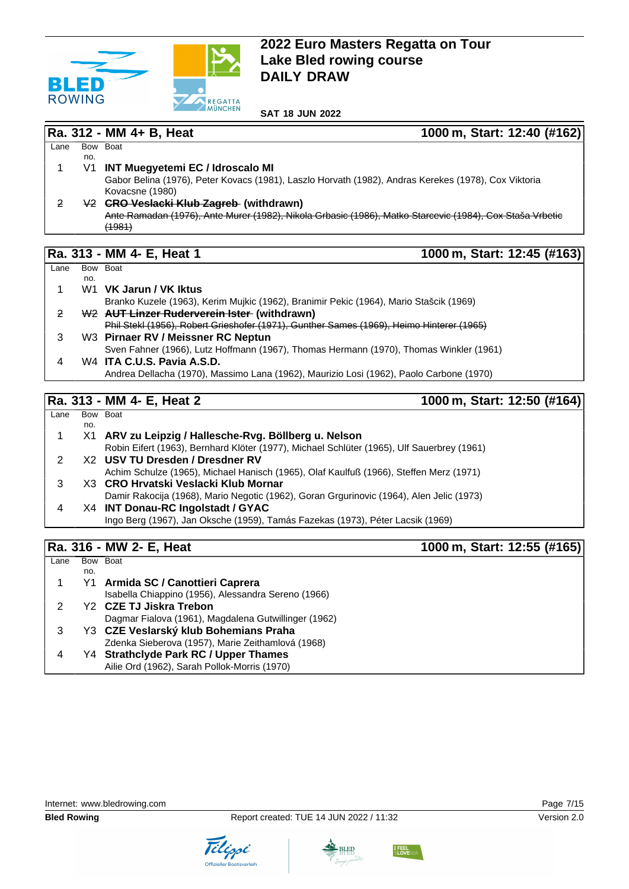# 2022 Euro Masters Regatta on Tour
# Lake Bled rowing course
# DAILY DRAW

**SAT 18 JUN 2022**

## Ra. 312 - MM 4+ B, Heat — 1000 m, Start: 12:40 (#162)

| Lane | Bow no. | Boat |
|---|---|---|
| 1 | V1 | **INT Muegyetemi EC / Idroscalo MI**<br>Gabor Belina (1976), Peter Kovacs (1981), Laszlo Horvath (1982), Andras Kerekes (1978), Cox Viktoria Kovacsne (1980) |
| ~~2~~ | ~~V2~~ | **~~CRO Veslacki Klub Zagreb~~ (withdrawn)**<br>~~Ante Ramadan (1976), Ante Murer (1982), Nikola Grbasic (1986), Matko Starcevic (1984), Cox Staša Vrbetic (1981)~~ |

## Ra. 313 - MM 4- E, Heat 1 — 1000 m, Start: 12:45 (#163)

| Lane | Bow no. | Boat |
|---|---|---|
| 1 | W1 | **VK Jarun / VK Iktus**<br>Branko Kuzele (1963), Kerim Mujkic (1962), Branimir Pekic (1964), Mario Stašcik (1969) |
| ~~2~~ | ~~W2~~ | **~~AUT Linzer Ruderverein Ister~~ (withdrawn)**<br>~~Phil Stekl (1956), Robert Grieshofer (1971), Gunther Sames (1969), Heimo Hinterer (1965)~~ |
| 3 | W3 | **Pirnaer RV / Meissner RC Neptun**<br>Sven Fahner (1966), Lutz Hoffmann (1967), Thomas Hermann (1970), Thomas Winkler (1961) |
| 4 | W4 | **ITA C.U.S. Pavia A.S.D.**<br>Andrea Dellacha (1970), Massimo Lana (1962), Maurizio Losi (1962), Paolo Carbone (1970) |

## Ra. 313 - MM 4- E, Heat 2 — 1000 m, Start: 12:50 (#164)

| Lane | Bow no. | Boat |
|---|---|---|
| 1 | X1 | **ARV zu Leipzig / Hallesche-Rvg. Böllberg u. Nelson**<br>Robin Eifert (1963), Bernhard Klöter (1977), Michael Schlüter (1965), Ulf Sauerbrey (1961) |
| 2 | X2 | **USV TU Dresden / Dresdner RV**<br>Achim Schulze (1965), Michael Hanisch (1965), Olaf Kaulfuß (1966), Steffen Merz (1971) |
| 3 | X3 | **CRO Hrvatski Veslacki Klub Mornar**<br>Damir Rakocija (1968), Mario Negotic (1962), Goran Grgurinovic (1964), Alen Jelic (1973) |
| 4 | X4 | **INT Donau-RC Ingolstadt / GYAC**<br>Ingo Berg (1967), Jan Oksche (1959), Tamás Fazekas (1973), Péter Lacsik (1969) |

## Ra. 316 - MW 2- E, Heat — 1000 m, Start: 12:55 (#165)

| Lane | Bow no. | Boat |
|---|---|---|
| 1 | Y1 | **Armida SC / Canottieri Caprera**<br>Isabella Chiappino (1956), Alessandra Sereno (1966) |
| 2 | Y2 | **CZE TJ Jiskra Trebon**<br>Dagmar Fialova (1961), Magdalena Gutwillinger (1962) |
| 3 | Y3 | **CZE Veslarský klub Bohemians Praha**<br>Zdenka Sieberova (1957), Marie Zeithamlová (1968) |
| 4 | Y4 | **Strathclyde Park RC / Upper Thames**<br>Ailie Ord (1962), Sarah Pollok-Morris (1970) |

Internet: www.bledrowing.com

**Bled Rowing** — Report created: TUE 14 JUN 2022 / 11:32 — Version 2.0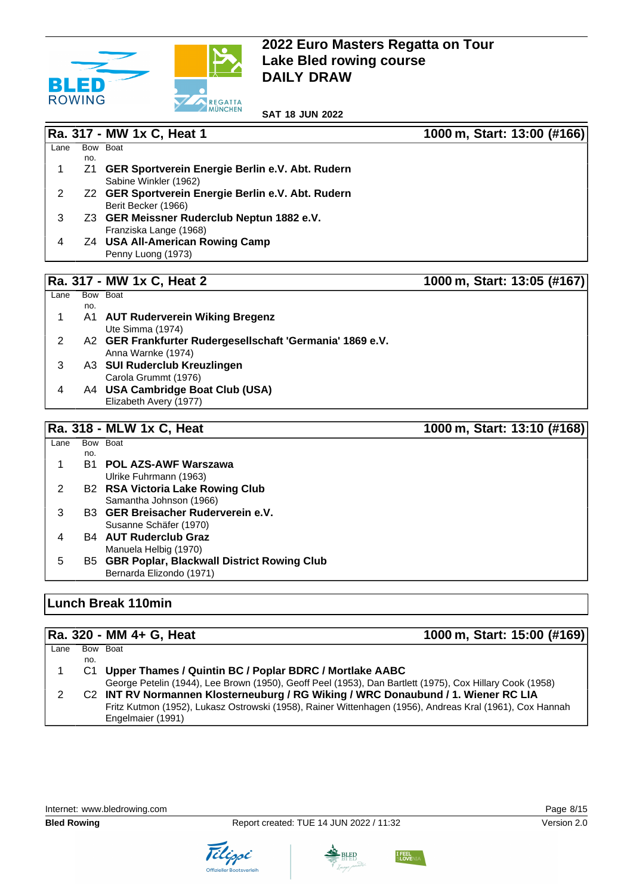# 2022 Euro Masters Regatta on Tour
# Lake Bled rowing course
# DAILY DRAW

**SAT 18 JUN 2022**

## Ra. 317 - MW 1x C, Heat 1 — 1000 m, Start: 13:00 (#166)

| Lane | Bow no. | Boat |
|---|---|---|
| 1 | Z1 | **GER Sportverein Energie Berlin e.V. Abt. Rudern**<br>Sabine Winkler (1962) |
| 2 | Z2 | **GER Sportverein Energie Berlin e.V. Abt. Rudern**<br>Berit Becker (1966) |
| 3 | Z3 | **GER Meissner Ruderclub Neptun 1882 e.V.**<br>Franziska Lange (1968) |
| 4 | Z4 | **USA All-American Rowing Camp**<br>Penny Luong (1973) |

## Ra. 317 - MW 1x C, Heat 2 — 1000 m, Start: 13:05 (#167)

| Lane | Bow no. | Boat |
|---|---|---|
| 1 | A1 | **AUT Ruderverein Wiking Bregenz**<br>Ute Simma (1974) |
| 2 | A2 | **GER Frankfurter Rudergesellschaft 'Germania' 1869 e.V.**<br>Anna Warnke (1974) |
| 3 | A3 | **SUI Ruderclub Kreuzlingen**<br>Carola Grummt (1976) |
| 4 | A4 | **USA Cambridge Boat Club (USA)**<br>Elizabeth Avery (1977) |

## Ra. 318 - MLW 1x C, Heat — 1000 m, Start: 13:10 (#168)

| Lane | Bow no. | Boat |
|---|---|---|
| 1 | B1 | **POL AZS-AWF Warszawa**<br>Ulrike Fuhrmann (1963) |
| 2 | B2 | **RSA Victoria Lake Rowing Club**<br>Samantha Johnson (1966) |
| 3 | B3 | **GER Breisacher Ruderverein e.V.**<br>Susanne Schäfer (1970) |
| 4 | B4 | **AUT Ruderclub Graz**<br>Manuela Helbig (1970) |
| 5 | B5 | **GBR Poplar, Blackwall District Rowing Club**<br>Bernarda Elizondo (1971) |

## Lunch Break 110min

## Ra. 320 - MM 4+ G, Heat — 1000 m, Start: 15:00 (#169)

| Lane | Bow no. | Boat |
|---|---|---|
| 1 | C1 | **Upper Thames / Quintin BC / Poplar BDRC / Mortlake AABC**<br>George Petelin (1944), Lee Brown (1950), Geoff Peel (1953), Dan Bartlett (1975), Cox Hillary Cook (1958) |
| 2 | C2 | **INT RV Normannen Klosterneuburg / RG Wiking / WRC Donaubund / 1. Wiener RC LIA**<br>Fritz Kutmon (1952), Lukasz Ostrowski (1958), Rainer Wittenhagen (1956), Andreas Kral (1961), Cox Hannah Engelmaier (1991) |

Internet: www.bledrowing.com

**Bled Rowing** — Report created: TUE 14 JUN 2022 / 11:32 — Version 2.0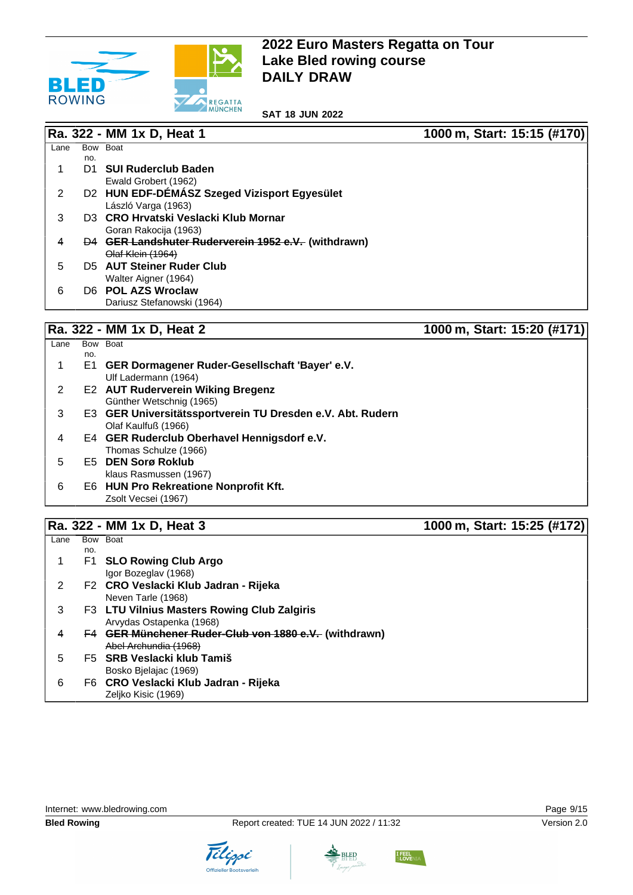# 2022 Euro Masters Regatta on Tour
# Lake Bled rowing course
# DAILY DRAW

**SAT 18 JUN 2022**

## Ra. 322 - MM 1x D, Heat 1 — 1000 m, Start: 15:15 (#170)

| Lane | Bow no. | Boat |
|---|---|---|
| 1 | D1 | **SUI Ruderclub Baden**<br>Ewald Grobert (1962) |
| 2 | D2 | **HUN EDF-DÉMÁSZ Szeged Vizisport Egyesület**<br>László Varga (1963) |
| 3 | D3 | **CRO Hrvatski Veslacki Klub Mornar**<br>Goran Rakocija (1963) |
| 4 | ~~D4~~ | ~~**GER Landshuter Ruderverein 1952 e.V.**~~ **(withdrawn)**<br>~~Olaf Klein (1964)~~ |
| 5 | D5 | **AUT Steiner Ruder Club**<br>Walter Aigner (1964) |
| 6 | D6 | **POL AZS Wroclaw**<br>Dariusz Stefanowski (1964) |

## Ra. 322 - MM 1x D, Heat 2 — 1000 m, Start: 15:20 (#171)

| Lane | Bow no. | Boat |
|---|---|---|
| 1 | E1 | **GER Dormagener Ruder-Gesellschaft 'Bayer' e.V.**<br>Ulf Ladermann (1964) |
| 2 | E2 | **AUT Ruderverein Wiking Bregenz**<br>Günther Wetschnig (1965) |
| 3 | E3 | **GER Universitätssportverein TU Dresden e.V. Abt. Rudern**<br>Olaf Kaulfuß (1966) |
| 4 | E4 | **GER Ruderclub Oberhavel Hennigsdorf e.V.**<br>Thomas Schulze (1966) |
| 5 | E5 | **DEN Sorø Roklub**<br>klaus Rasmussen (1967) |
| 6 | E6 | **HUN Pro Rekreatione Nonprofit Kft.**<br>Zsolt Vecsei (1967) |

## Ra. 322 - MM 1x D, Heat 3 — 1000 m, Start: 15:25 (#172)

| Lane | Bow no. | Boat |
|---|---|---|
| 1 | F1 | **SLO Rowing Club Argo**<br>Igor Bozeglav (1968) |
| 2 | F2 | **CRO Veslacki Klub Jadran - Rijeka**<br>Neven Tarle (1968) |
| 3 | F3 | **LTU Vilnius Masters Rowing Club Zalgiris**<br>Arvydas Ostapenka (1968) |
| 4 | ~~F4~~ | ~~**GER Münchener Ruder-Club von 1880 e.V.**~~ **(withdrawn)**<br>~~Abel Archundia (1968)~~ |
| 5 | F5 | **SRB Veslacki klub Tamiš**<br>Bosko Bjelajac (1969) |
| 6 | F6 | **CRO Veslacki Klub Jadran - Rijeka**<br>Zeljko Kisic (1969) |

Internet: www.bledrowing.com

**Bled Rowing** — Report created: TUE 14 JUN 2022 / 11:32 — Version 2.0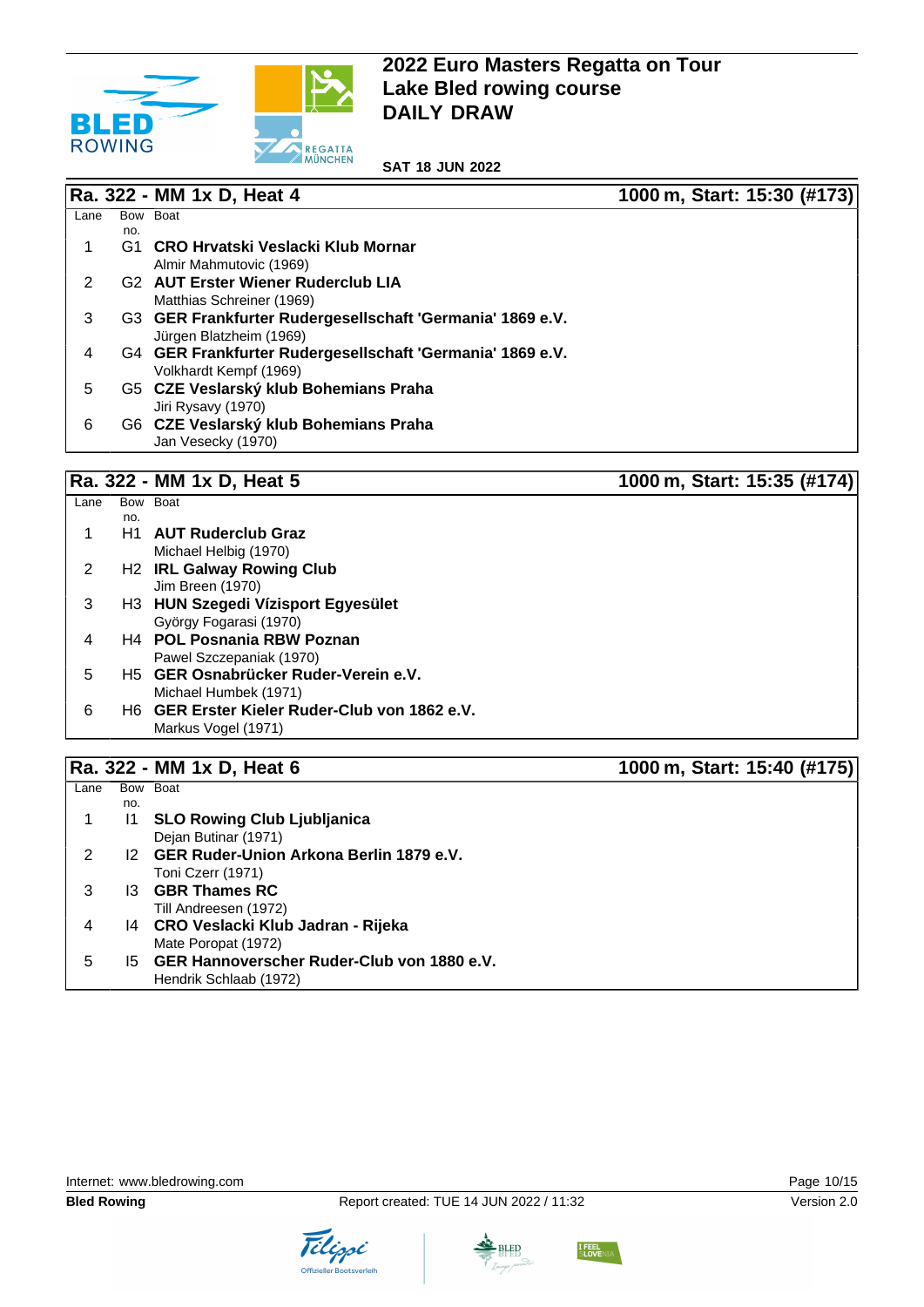# 2022 Euro Masters Regatta on Tour
# Lake Bled rowing course
# DAILY DRAW

**SAT 18 JUN 2022**

## Ra. 322 - MM 1x D, Heat 4 — 1000 m, Start: 15:30 (#173)

| Lane | Bow no. | Boat |
|---|---|---|
| 1 | G1 | **CRO Hrvatski Veslacki Klub Mornar**<br>Almir Mahmutovic (1969) |
| 2 | G2 | **AUT Erster Wiener Ruderclub LIA**<br>Matthias Schreiner (1969) |
| 3 | G3 | **GER Frankfurter Rudergesellschaft 'Germania' 1869 e.V.**<br>Jürgen Blatzheim (1969) |
| 4 | G4 | **GER Frankfurter Rudergesellschaft 'Germania' 1869 e.V.**<br>Volkhardt Kempf (1969) |
| 5 | G5 | **CZE Veslarský klub Bohemians Praha**<br>Jiri Rysavy (1970) |
| 6 | G6 | **CZE Veslarský klub Bohemians Praha**<br>Jan Vesecky (1970) |

## Ra. 322 - MM 1x D, Heat 5 — 1000 m, Start: 15:35 (#174)

| Lane | Bow no. | Boat |
|---|---|---|
| 1 | H1 | **AUT Ruderclub Graz**<br>Michael Helbig (1970) |
| 2 | H2 | **IRL Galway Rowing Club**<br>Jim Breen (1970) |
| 3 | H3 | **HUN Szegedi Vízisport Egyesület**<br>György Fogarasi (1970) |
| 4 | H4 | **POL Posnania RBW Poznan**<br>Pawel Szczepaniak (1970) |
| 5 | H5 | **GER Osnabrücker Ruder-Verein e.V.**<br>Michael Humbek (1971) |
| 6 | H6 | **GER Erster Kieler Ruder-Club von 1862 e.V.**<br>Markus Vogel (1971) |

## Ra. 322 - MM 1x D, Heat 6 — 1000 m, Start: 15:40 (#175)

| Lane | Bow no. | Boat |
|---|---|---|
| 1 | I1 | **SLO Rowing Club Ljubljanica**<br>Dejan Butinar (1971) |
| 2 | I2 | **GER Ruder-Union Arkona Berlin 1879 e.V.**<br>Toni Czerr (1971) |
| 3 | I3 | **GBR Thames RC**<br>Till Andreesen (1972) |
| 4 | I4 | **CRO Veslacki Klub Jadran - Rijeka**<br>Mate Poropat (1972) |
| 5 | I5 | **GER Hannoverscher Ruder-Club von 1880 e.V.**<br>Hendrik Schlaab (1972) |

Internet: www.bledrowing.com

**Bled Rowing** — Report created: TUE 14 JUN 2022 / 11:32 — Version 2.0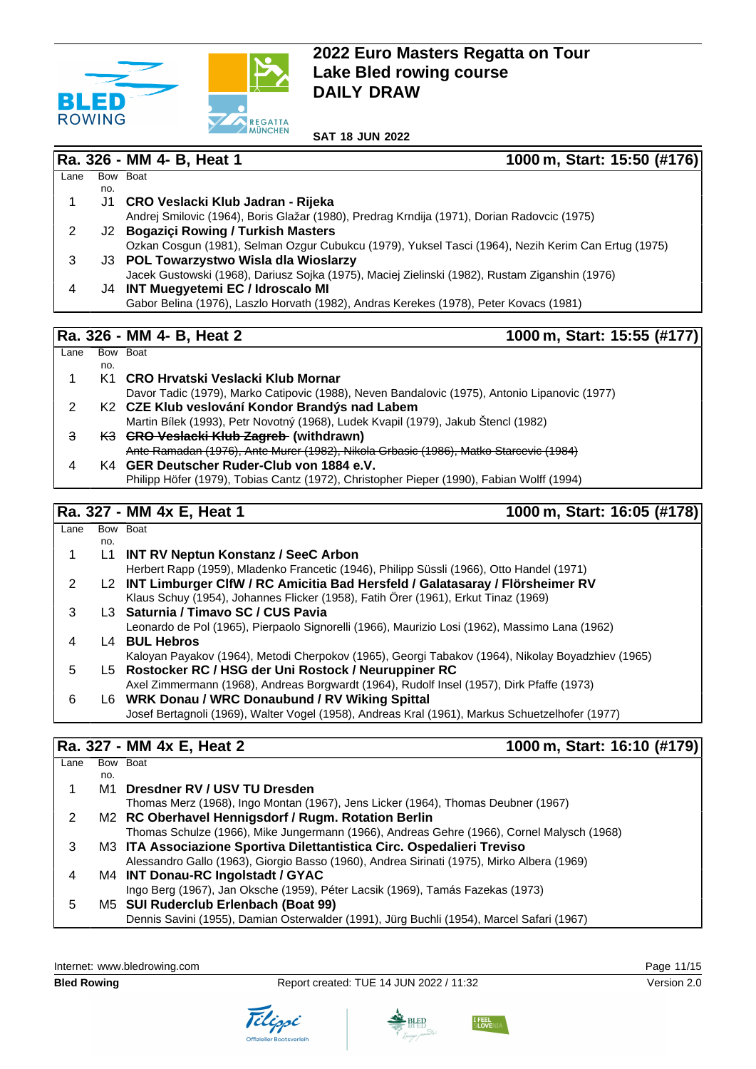# 2022 Euro Masters Regatta on Tour
# Lake Bled rowing course
# DAILY DRAW

**SAT 18 JUN 2022**

## Ra. 326 - MM 4- B, Heat 1 — 1000 m, Start: 15:50 (#176)

| Lane | Bow no. | Boat |
|---|---|---|
| 1 | J1 | **CRO Veslacki Klub Jadran - Rijeka**<br>Andrej Smilovic (1964), Boris Glažar (1980), Predrag Krndija (1971), Dorian Radovcic (1975) |
| 2 | J2 | **Bogaziçi Rowing / Turkish Masters**<br>Ozkan Cosgun (1981), Selman Ozgur Cubukcu (1979), Yuksel Tasci (1964), Nezih Kerim Can Ertug (1975) |
| 3 | J3 | **POL Towarzystwo Wisla dla Wioslarzy**<br>Jacek Gustowski (1968), Dariusz Sojka (1975), Maciej Zielinski (1982), Rustam Ziganshin (1976) |
| 4 | J4 | **INT Muegyetemi EC / Idroscalo MI**<br>Gabor Belina (1976), Laszlo Horvath (1982), Andras Kerekes (1978), Peter Kovacs (1981) |

## Ra. 326 - MM 4- B, Heat 2 — 1000 m, Start: 15:55 (#177)

| Lane | Bow no. | Boat |
|---|---|---|
| 1 | K1 | **CRO Hrvatski Veslacki Klub Mornar**<br>Davor Tadic (1979), Marko Catipovic (1988), Neven Bandalovic (1975), Antonio Lipanovic (1977) |
| 2 | K2 | **CZE Klub veslování Kondor Brandýs nad Labem**<br>Martin Bílek (1993), Petr Novotný (1968), Ludek Kvapil (1979), Jakub Štencl (1982) |
| ~~3~~ | ~~K3~~ | ~~**CRO Veslacki Klub Zagreb**~~ **(withdrawn)**<br>~~Ante Ramadan (1976), Ante Murer (1982), Nikola Grbasic (1986), Matko Starcevic (1984)~~ |
| 4 | K4 | **GER Deutscher Ruder-Club von 1884 e.V.**<br>Philipp Höfer (1979), Tobias Cantz (1972), Christopher Pieper (1990), Fabian Wolff (1994) |

## Ra. 327 - MM 4x E, Heat 1 — 1000 m, Start: 16:05 (#178)

| Lane | Bow no. | Boat |
|---|---|---|
| 1 | L1 | **INT RV Neptun Konstanz / SeeC Arbon**<br>Herbert Rapp (1959), Mladenko Francetic (1946), Philipp Süssli (1966), Otto Handel (1971) |
| 2 | L2 | **INT Limburger ClfW / RC Amicitia Bad Hersfeld / Galatasaray / Flörsheimer RV**<br>Klaus Schuy (1954), Johannes Flicker (1958), Fatih Örer (1961), Erkut Tinaz (1969) |
| 3 | L3 | **Saturnia / Timavo SC / CUS Pavia**<br>Leonardo de Pol (1965), Pierpaolo Signorelli (1966), Maurizio Losi (1962), Massimo Lana (1962) |
| 4 | L4 | **BUL Hebros**<br>Kaloyan Payakov (1964), Metodi Cherpokov (1965), Georgi Tabakov (1964), Nikolay Boyadzhiev (1965) |
| 5 | L5 | **Rostocker RC / HSG der Uni Rostock / Neuruppiner RC**<br>Axel Zimmermann (1968), Andreas Borgwardt (1964), Rudolf Insel (1957), Dirk Pfaffe (1973) |
| 6 | L6 | **WRK Donau / WRC Donaubund / RV Wiking Spittal**<br>Josef Bertagnoli (1969), Walter Vogel (1958), Andreas Kral (1961), Markus Schuetzelhofer (1977) |

## Ra. 327 - MM 4x E, Heat 2 — 1000 m, Start: 16:10 (#179)

| Lane | Bow no. | Boat |
|---|---|---|
| 1 | M1 | **Dresdner RV / USV TU Dresden**<br>Thomas Merz (1968), Ingo Montan (1967), Jens Licker (1964), Thomas Deubner (1967) |
| 2 | M2 | **RC Oberhavel Hennigsdorf / Rugm. Rotation Berlin**<br>Thomas Schulze (1966), Mike Jungermann (1966), Andreas Gehre (1966), Cornel Malysch (1968) |
| 3 | M3 | **ITA Associazione Sportiva Dilettantistica Circ. Ospedalieri Treviso**<br>Alessandro Gallo (1963), Giorgio Basso (1960), Andrea Sirinati (1975), Mirko Albera (1969) |
| 4 | M4 | **INT Donau-RC Ingolstadt / GYAC**<br>Ingo Berg (1967), Jan Oksche (1959), Péter Lacsik (1969), Tamás Fazekas (1973) |
| 5 | M5 | **SUI Ruderclub Erlenbach (Boat 99)**<br>Dennis Savini (1955), Damian Osterwalder (1991), Jürg Buchli (1954), Marcel Safari (1967) |

Internet: www.bledrowing.com

**Bled Rowing** — Report created: TUE 14 JUN 2022 / 11:32 — Version 2.0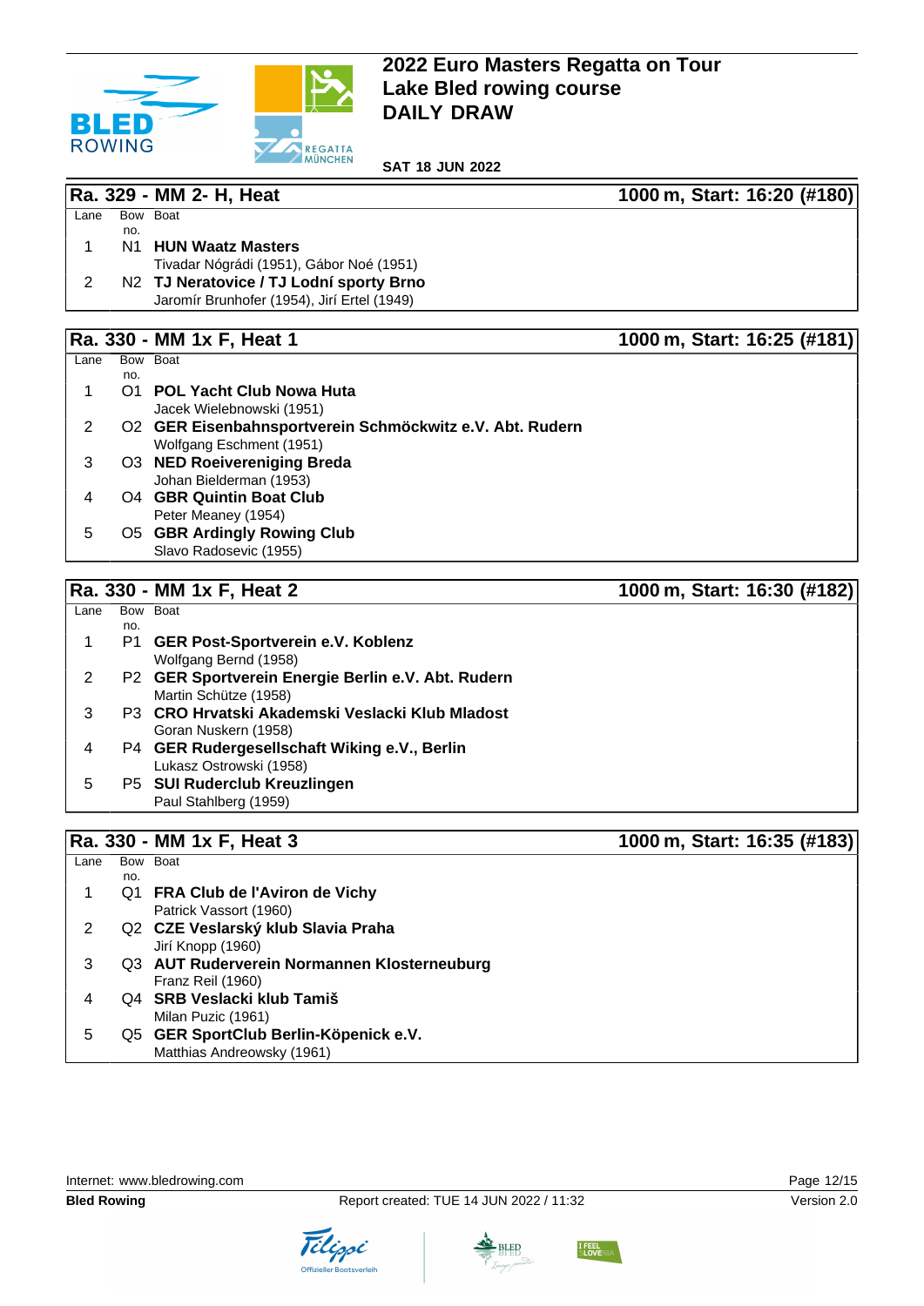# 2022 Euro Masters Regatta on Tour
# Lake Bled rowing course
# DAILY DRAW

**SAT 18 JUN 2022**

## Ra. 329 - MM 2- H, Heat — 1000 m, Start: 16:20 (#180)

| Lane | Bow no. | Boat |
|---|---|---|
| 1 | N1 | **HUN Waatz Masters**<br>Tivadar Nógrádi (1951), Gábor Noé (1951) |
| 2 | N2 | **TJ Neratovice / TJ Lodní sporty Brno**<br>Jaromír Brunhofer (1954), Jirí Ertel (1949) |

## Ra. 330 - MM 1x F, Heat 1 — 1000 m, Start: 16:25 (#181)

| Lane | Bow no. | Boat |
|---|---|---|
| 1 | O1 | **POL Yacht Club Nowa Huta**<br>Jacek Wielebnowski (1951) |
| 2 | O2 | **GER Eisenbahnsportverein Schmöckwitz e.V. Abt. Rudern**<br>Wolfgang Eschment (1951) |
| 3 | O3 | **NED Roeivereniging Breda**<br>Johan Bielderman (1953) |
| 4 | O4 | **GBR Quintin Boat Club**<br>Peter Meaney (1954) |
| 5 | O5 | **GBR Ardingly Rowing Club**<br>Slavo Radosevic (1955) |

## Ra. 330 - MM 1x F, Heat 2 — 1000 m, Start: 16:30 (#182)

| Lane | Bow no. | Boat |
|---|---|---|
| 1 | P1 | **GER Post-Sportverein e.V. Koblenz**<br>Wolfgang Bernd (1958) |
| 2 | P2 | **GER Sportverein Energie Berlin e.V. Abt. Rudern**<br>Martin Schütze (1958) |
| 3 | P3 | **CRO Hrvatski Akademski Veslacki Klub Mladost**<br>Goran Nuskern (1958) |
| 4 | P4 | **GER Rudergesellschaft Wiking e.V., Berlin**<br>Lukasz Ostrowski (1958) |
| 5 | P5 | **SUI Ruderclub Kreuzlingen**<br>Paul Stahlberg (1959) |

## Ra. 330 - MM 1x F, Heat 3 — 1000 m, Start: 16:35 (#183)

| Lane | Bow no. | Boat |
|---|---|---|
| 1 | Q1 | **FRA Club de l'Aviron de Vichy**<br>Patrick Vassort (1960) |
| 2 | Q2 | **CZE Veslarský klub Slavia Praha**<br>Jirí Knopp (1960) |
| 3 | Q3 | **AUT Ruderverein Normannen Klosterneuburg**<br>Franz Reil (1960) |
| 4 | Q4 | **SRB Veslacki klub Tamiš**<br>Milan Puzic (1961) |
| 5 | Q5 | **GER SportClub Berlin-Köpenick e.V.**<br>Matthias Andreowsky (1961) |

Internet: www.bledrowing.com

**Bled Rowing** — Report created: TUE 14 JUN 2022 / 11:32 — Version 2.0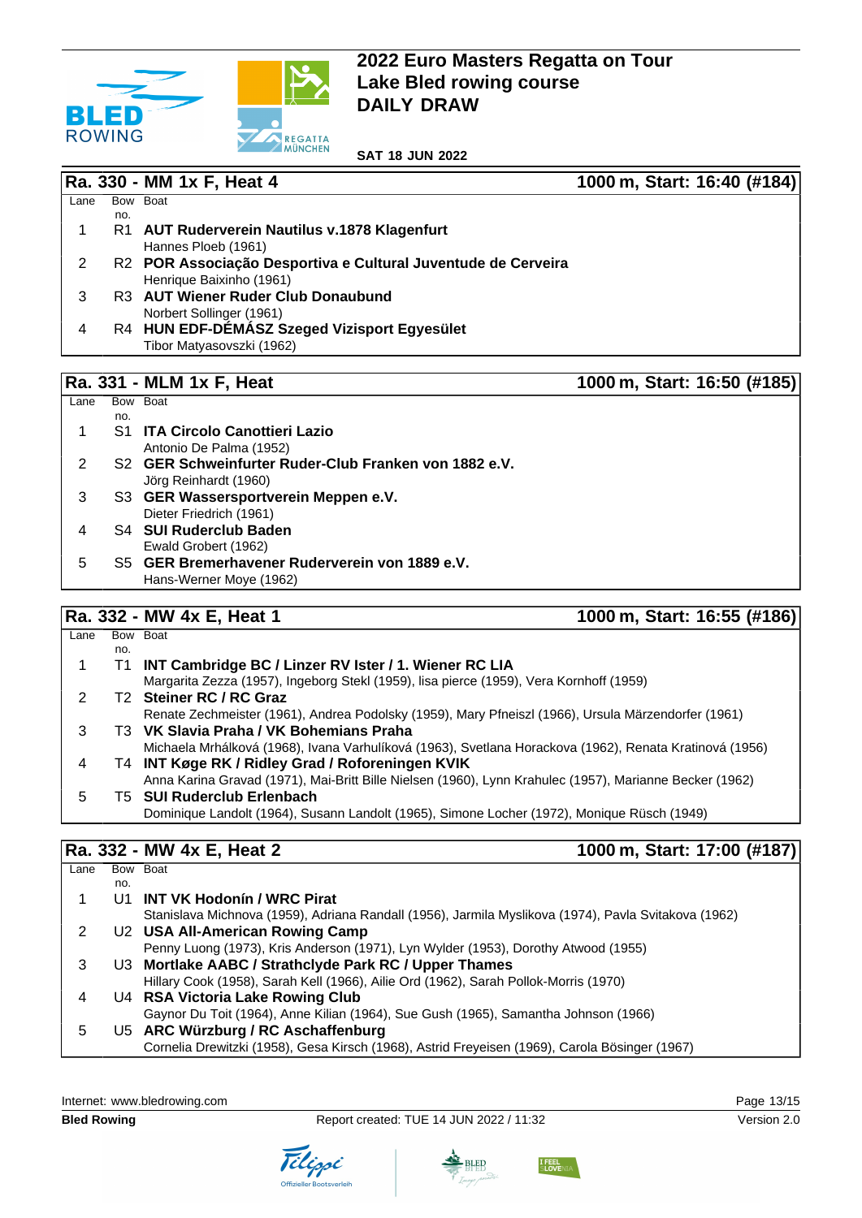# 2022 Euro Masters Regatta on Tour
# Lake Bled rowing course
# DAILY DRAW

**SAT 18 JUN 2022**

## Ra. 330 - MM 1x F, Heat 4 — 1000 m, Start: 16:40 (#184)

| Lane | Bow no. | Boat |
|---|---|---|
| 1 | R1 | **AUT Ruderverein Nautilus v.1878 Klagenfurt**<br>Hannes Ploeb (1961) |
| 2 | R2 | **POR Associação Desportiva e Cultural Juventude de Cerveira**<br>Henrique Baixinho (1961) |
| 3 | R3 | **AUT Wiener Ruder Club Donaubund**<br>Norbert Sollinger (1961) |
| 4 | R4 | **HUN EDF-DÉMÁSZ Szeged Vizisport Egyesület**<br>Tibor Matyasovszki (1962) |

## Ra. 331 - MLM 1x F, Heat — 1000 m, Start: 16:50 (#185)

| Lane | Bow no. | Boat |
|---|---|---|
| 1 | S1 | **ITA Circolo Canottieri Lazio**<br>Antonio De Palma (1952) |
| 2 | S2 | **GER Schweinfurter Ruder-Club Franken von 1882 e.V.**<br>Jörg Reinhardt (1960) |
| 3 | S3 | **GER Wassersportverein Meppen e.V.**<br>Dieter Friedrich (1961) |
| 4 | S4 | **SUI Ruderclub Baden**<br>Ewald Grobert (1962) |
| 5 | S5 | **GER Bremerhavener Ruderverein von 1889 e.V.**<br>Hans-Werner Moye (1962) |

## Ra. 332 - MW 4x E, Heat 1 — 1000 m, Start: 16:55 (#186)

| Lane | Bow no. | Boat |
|---|---|---|
| 1 | T1 | **INT Cambridge BC / Linzer RV Ister / 1. Wiener RC LIA**<br>Margarita Zezza (1957), Ingeborg Stekl (1959), lisa pierce (1959), Vera Kornhoff (1959) |
| 2 | T2 | **Steiner RC / RC Graz**<br>Renate Zechmeister (1961), Andrea Podolsky (1959), Mary Pfneiszl (1966), Ursula Märzendorfer (1961) |
| 3 | T3 | **VK Slavia Praha / VK Bohemians Praha**<br>Michaela Mrhálková (1968), Ivana Varhulíková (1963), Svetlana Horackova (1962), Renata Kratinová (1956) |
| 4 | T4 | **INT Køge RK / Ridley Grad / Roforeningen KVIK**<br>Anna Karina Gravad (1971), Mai-Britt Bille Nielsen (1960), Lynn Krahulec (1957), Marianne Becker (1962) |
| 5 | T5 | **SUI Ruderclub Erlenbach**<br>Dominique Landolt (1964), Susann Landolt (1965), Simone Locher (1972), Monique Rüsch (1949) |

## Ra. 332 - MW 4x E, Heat 2 — 1000 m, Start: 17:00 (#187)

| Lane | Bow no. | Boat |
|---|---|---|
| 1 | U1 | **INT VK Hodonín / WRC Pirat**<br>Stanislava Michnova (1959), Adriana Randall (1956), Jarmila Myslikova (1974), Pavla Svitakova (1962) |
| 2 | U2 | **USA All-American Rowing Camp**<br>Penny Luong (1973), Kris Anderson (1971), Lyn Wylder (1953), Dorothy Atwood (1955) |
| 3 | U3 | **Mortlake AABC / Strathclyde Park RC / Upper Thames**<br>Hillary Cook (1958), Sarah Kell (1966), Ailie Ord (1962), Sarah Pollok-Morris (1970) |
| 4 | U4 | **RSA Victoria Lake Rowing Club**<br>Gaynor Du Toit (1964), Anne Kilian (1964), Sue Gush (1965), Samantha Johnson (1966) |
| 5 | U5 | **ARC Würzburg / RC Aschaffenburg**<br>Cornelia Drewitzki (1958), Gesa Kirsch (1968), Astrid Freyeisen (1969), Carola Bösinger (1967) |

Internet: www.bledrowing.com

**Bled Rowing** — Report created: TUE 14 JUN 2022 / 11:32 — Version 2.0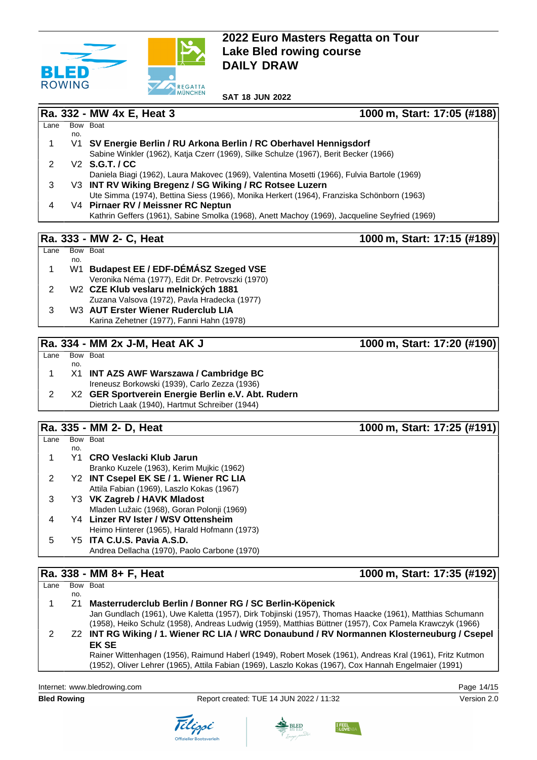# 2022 Euro Masters Regatta on Tour
# Lake Bled rowing course
# DAILY DRAW

**SAT 18 JUN 2022**

## Ra. 332 - MW 4x E, Heat 3 — 1000 m, Start: 17:05 (#188)

| Lane | Bow no. | Boat |
|---|---|---|
| 1 | V1 | **SV Energie Berlin / RU Arkona Berlin / RC Oberhavel Hennigsdorf**<br>Sabine Winkler (1962), Katja Czerr (1969), Silke Schulze (1967), Berit Becker (1966) |
| 2 | V2 | **S.G.T. / CC**<br>Daniela Biagi (1962), Laura Makovec (1969), Valentina Mosetti (1966), Fulvia Bartole (1969) |
| 3 | V3 | **INT RV Wiking Bregenz / SG Wiking / RC Rotsee Luzern**<br>Ute Simma (1974), Bettina Siess (1966), Monika Herkert (1964), Franziska Schönborn (1963) |
| 4 | V4 | **Pirnaer RV / Meissner RC Neptun**<br>Kathrin Geffers (1961), Sabine Smolka (1968), Anett Machoy (1969), Jacqueline Seyfried (1969) |

## Ra. 333 - MW 2- C, Heat — 1000 m, Start: 17:15 (#189)

| Lane | Bow no. | Boat |
|---|---|---|
| 1 | W1 | **Budapest EE / EDF-DÉMÁSZ Szeged VSE**<br>Veronika Néma (1977), Edit Dr. Petrovszki (1970) |
| 2 | W2 | **CZE Klub veslaru melnických 1881**<br>Zuzana Valsova (1972), Pavla Hradecka (1977) |
| 3 | W3 | **AUT Erster Wiener Ruderclub LIA**<br>Karina Zehetner (1977), Fanni Hahn (1978) |

## Ra. 334 - MM 2x J-M, Heat AK J — 1000 m, Start: 17:20 (#190)

| Lane | Bow no. | Boat |
|---|---|---|
| 1 | X1 | **INT AZS AWF Warszawa / Cambridge BC**<br>Ireneusz Borkowski (1939), Carlo Zezza (1936) |
| 2 | X2 | **GER Sportverein Energie Berlin e.V. Abt. Rudern**<br>Dietrich Laak (1940), Hartmut Schreiber (1944) |

## Ra. 335 - MM 2- D, Heat — 1000 m, Start: 17:25 (#191)

| Lane | Bow no. | Boat |
|---|---|---|
| 1 | Y1 | **CRO Veslacki Klub Jarun**<br>Branko Kuzele (1963), Kerim Mujkic (1962) |
| 2 | Y2 | **INT Csepel EK SE / 1. Wiener RC LIA**<br>Attila Fabian (1969), Laszlo Kokas (1967) |
| 3 | Y3 | **VK Zagreb / HAVK Mladost**<br>Mladen Lužaic (1968), Goran Polonji (1969) |
| 4 | Y4 | **Linzer RV Ister / WSV Ottensheim**<br>Heimo Hinterer (1965), Harald Hofmann (1973) |
| 5 | Y5 | **ITA C.U.S. Pavia A.S.D.**<br>Andrea Dellacha (1970), Paolo Carbone (1970) |

## Ra. 338 - MM 8+ F, Heat — 1000 m, Start: 17:35 (#192)

| Lane | Bow no. | Boat |
|---|---|---|
| 1 | Z1 | **Masterruderclub Berlin / Bonner RG / SC Berlin-Köpenick**<br>Jan Gundlach (1961), Uwe Kaletta (1957), Dirk Tobjinski (1957), Thomas Haacke (1961), Matthias Schumann (1958), Heiko Schulz (1958), Andreas Ludwig (1959), Matthias Büttner (1957), Cox Pamela Krawczyk (1966) |
| 2 | Z2 | **INT RG Wiking / 1. Wiener RC LIA / WRC Donaubund / RV Normannen Klosterneuburg / Csepel EK SE**<br>Rainer Wittenhagen (1956), Raimund Haberl (1949), Robert Mosek (1961), Andreas Kral (1961), Fritz Kutmon (1952), Oliver Lehrer (1965), Attila Fabian (1969), Laszlo Kokas (1967), Cox Hannah Engelmaier (1991) |

Internet: www.bledrowing.com

**Bled Rowing** — Report created: TUE 14 JUN 2022 / 11:32 — Version 2.0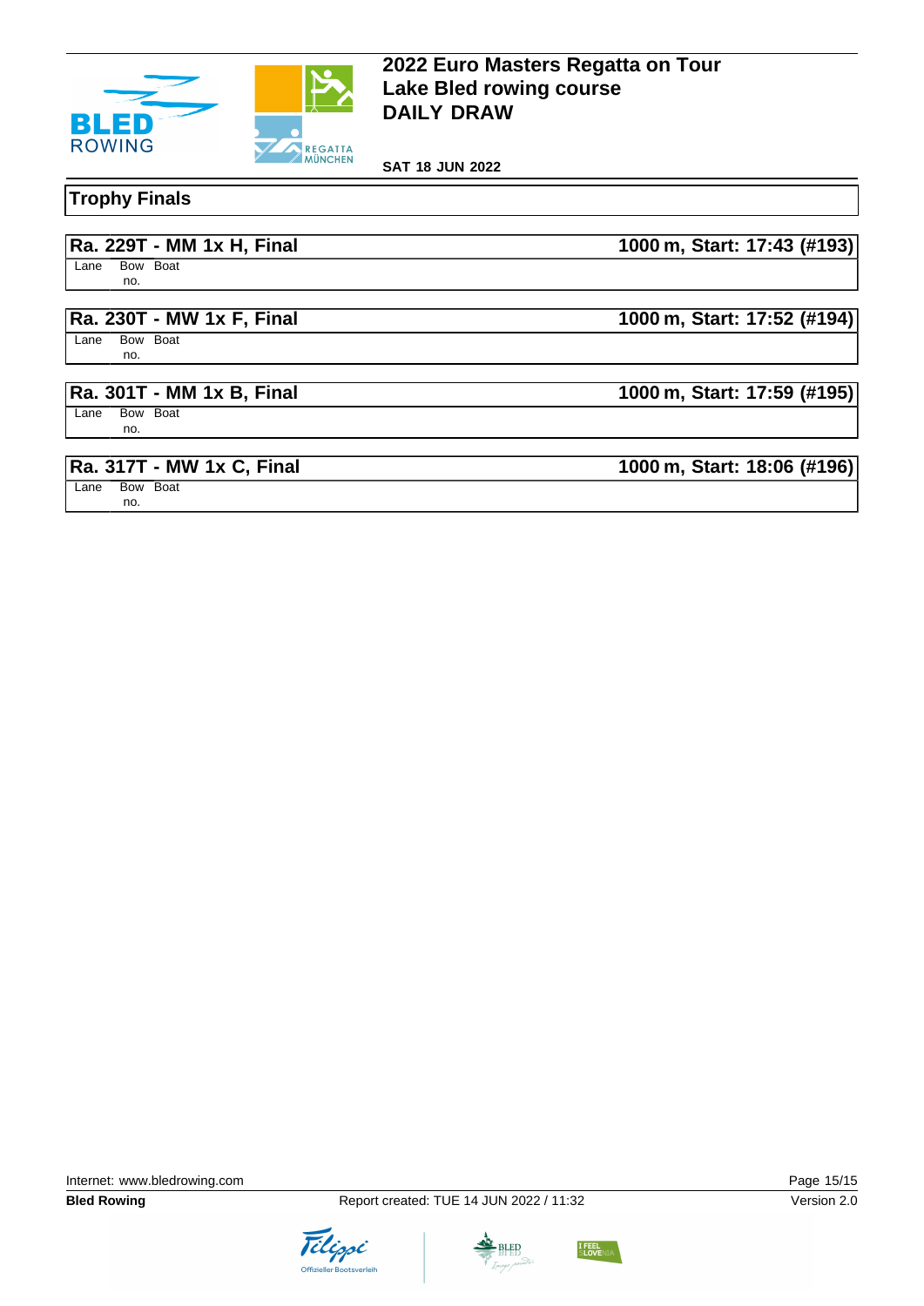# 2022 Euro Masters Regatta on Tour
# Lake Bled rowing course
# DAILY DRAW

**SAT 18 JUN 2022**

## Trophy Finals

### Ra. 229T - MM 1x H, Final — 1000 m, Start: 17:43 (#193)

| Lane | Bow no. | Boat |
|---|---|---|

### Ra. 230T - MW 1x F, Final — 1000 m, Start: 17:52 (#194)

| Lane | Bow no. | Boat |
|---|---|---|

### Ra. 301T - MM 1x B, Final — 1000 m, Start: 17:59 (#195)

| Lane | Bow no. | Boat |
|---|---|---|

### Ra. 317T - MW 1x C, Final — 1000 m, Start: 18:06 (#196)

| Lane | Bow no. | Boat |
|---|---|---|

Internet: www.bledrowing.com

**Bled Rowing** Report created: TUE 14 JUN 2022 / 11:32 Version 2.0